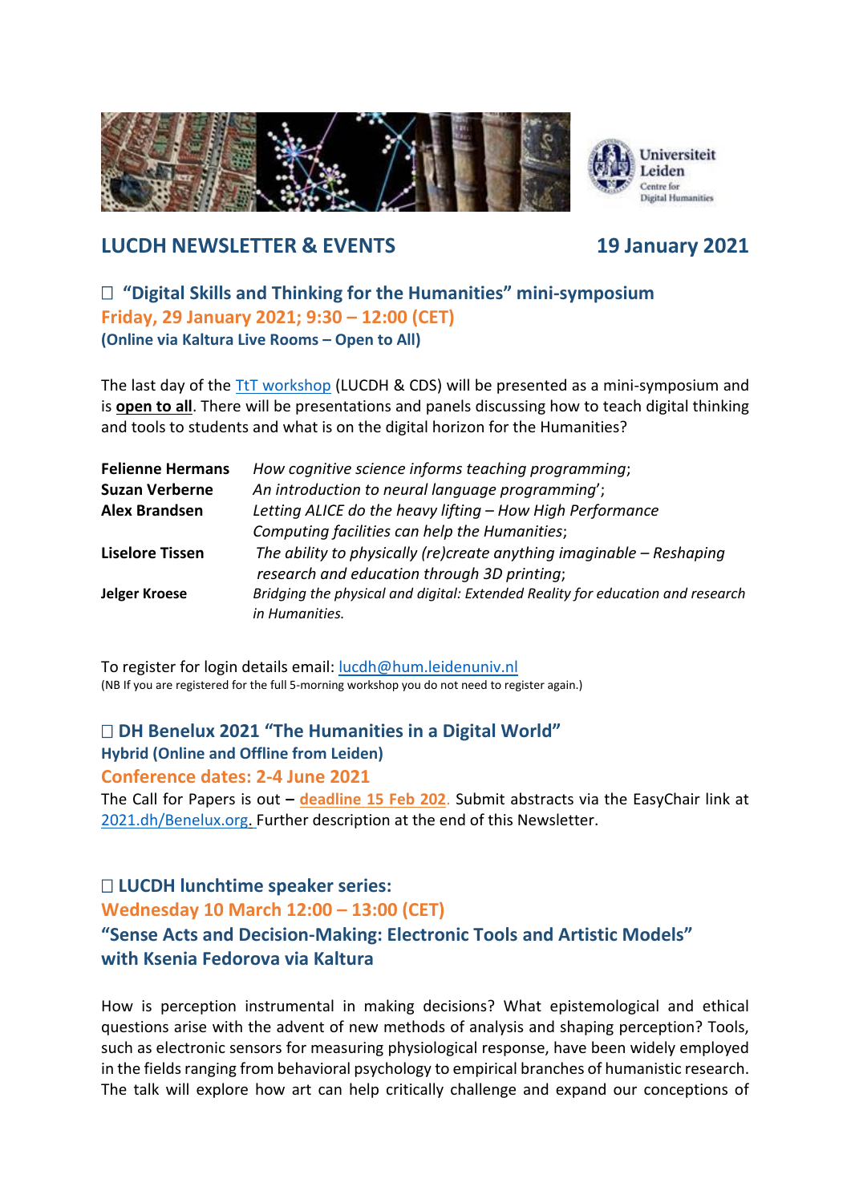# LUCDH NEWSLETTER & EVENTS 19 January 2021

## "Digital Skills and Thinking for the Humanities" mini-symposium

**Friday, 29 January 2021; 9:30 – 12:00 (CET)**

**(Online via Kaltura Live Rooms – Open to All)**

The last day of the TtT workshop (LUCDH & CDS) will be presented as a mini-symposium and is **open to all**. There will be presentations and panels discussing how to teach digital thinking and tools to students and what is on the digital horizon for the Humanities?

| | |
|---|---|
| **Felienne Hermans** | *How cognitive science informs teaching programming*; |
| **Suzan Verberne** | *An introduction to neural language programming*'; |
| **Alex Brandsen** | *Letting ALICE do the heavy lifting – How High Performance Computing facilities can help the Humanities*; |
| **Liselore Tissen** | *The ability to physically (re)create anything imaginable – Reshaping research and education through 3D printing*; |
| **Jelger Kroese** | *Bridging the physical and digital: Extended Reality for education and research in Humanities.* |

To register for login details email: lucdh@hum.leidenuniv.nl

(NB If you are registered for the full 5-morning workshop you do not need to register again.)

## DH Benelux 2021 "The Humanities in a Digital World"

**Hybrid (Online and Offline from Leiden)**

**Conference dates: 2-4 June 2021**

The Call for Papers is out – **deadline 15 Feb 202**. Submit abstracts via the EasyChair link at 2021.dh/Benelux.org. Further description at the end of this Newsletter.

## LUCDH lunchtime speaker series:

**Wednesday 10 March 12:00 – 13:00 (CET)**

**"Sense Acts and Decision-Making: Electronic Tools and Artistic Models" with Ksenia Fedorova via Kaltura**

How is perception instrumental in making decisions? What epistemological and ethical questions arise with the advent of new methods of analysis and shaping perception? Tools, such as electronic sensors for measuring physiological response, have been widely employed in the fields ranging from behavioral psychology to empirical branches of humanistic research. The talk will explore how art can help critically challenge and expand our conceptions of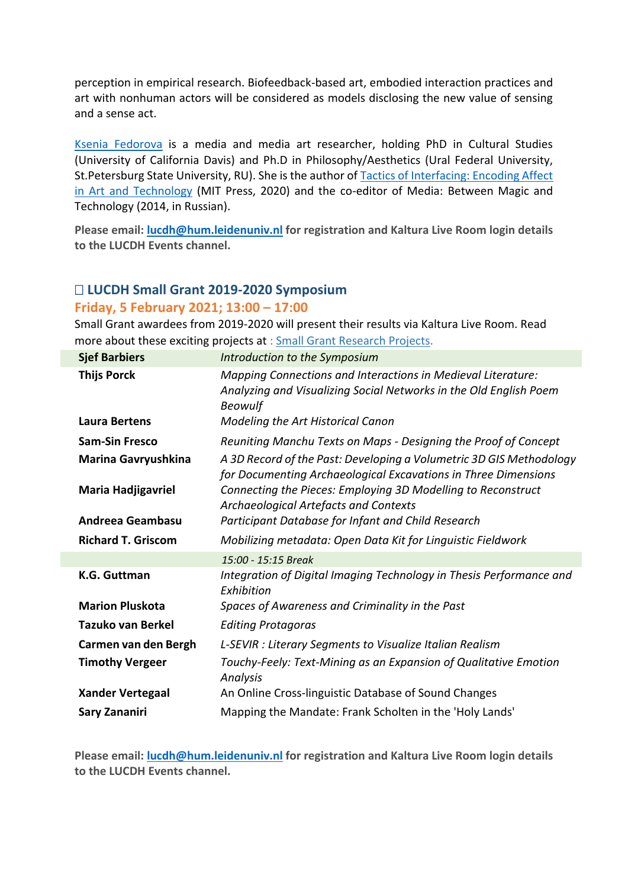perception in empirical research. Biofeedback-based art, embodied interaction practices and art with nonhuman actors will be considered as models disclosing the new value of sensing and a sense act.

Ksenia Fedorova is a media and media art researcher, holding PhD in Cultural Studies (University of California Davis) and Ph.D in Philosophy/Aesthetics (Ural Federal University, St.Petersburg State University, RU). She is the author of Tactics of Interfacing: Encoding Affect in Art and Technology (MIT Press, 2020) and the co-editor of Media: Between Magic and Technology (2014, in Russian).

**Please email: lucdh@hum.leidenuniv.nl for registration and Kaltura Live Room login details to the LUCDH Events channel.**

### LUCDH Small Grant 2019-2020 Symposium

**Friday, 5 February 2021; 13:00 – 17:00**

Small Grant awardees from 2019-2020 will present their results via Kaltura Live Room. Read more about these exciting projects at : Small Grant Research Projects.

| | |
|---|---|
| **Sjef Barbiers** | *Introduction to the Symposium* |
| **Thijs Porck** | *Mapping Connections and Interactions in Medieval Literature: Analyzing and Visualizing Social Networks in the Old English Poem Beowulf* |
| **Laura Bertens** | *Modeling the Art Historical Canon* |
| **Sam-Sin Fresco** | *Reuniting Manchu Texts on Maps - Designing the Proof of Concept* |
| **Marina Gavryushkina** | *A 3D Record of the Past: Developing a Volumetric 3D GIS Methodology for Documenting Archaeological Excavations in Three Dimensions* |
| **Maria Hadjigavriel** | *Connecting the Pieces: Employing 3D Modelling to Reconstruct Archaeological Artefacts and Contexts* |
| **Andreea Geambasu** | *Participant Database for Infant and Child Research* |
| **Richard T. Griscom** | *Mobilizing metadata: Open Data Kit for Linguistic Fieldwork* |
| | *15:00 - 15:15 Break* |
| **K.G. Guttman** | *Integration of Digital Imaging Technology in Thesis Performance and Exhibition* |
| **Marion Pluskota** | *Spaces of Awareness and Criminality in the Past* |
| **Tazuko van Berkel** | *Editing Protagoras* |
| **Carmen van den Bergh** | *L-SEVIR : Literary Segments to Visualize Italian Realism* |
| **Timothy Vergeer** | *Touchy-Feely: Text-Mining as an Expansion of Qualitative Emotion Analysis* |
| **Xander Vertegaal** | An Online Cross-linguistic Database of Sound Changes |
| **Sary Zananiri** | Mapping the Mandate: Frank Scholten in the 'Holy Lands' |

**Please email: lucdh@hum.leidenuniv.nl for registration and Kaltura Live Room login details to the LUCDH Events channel.**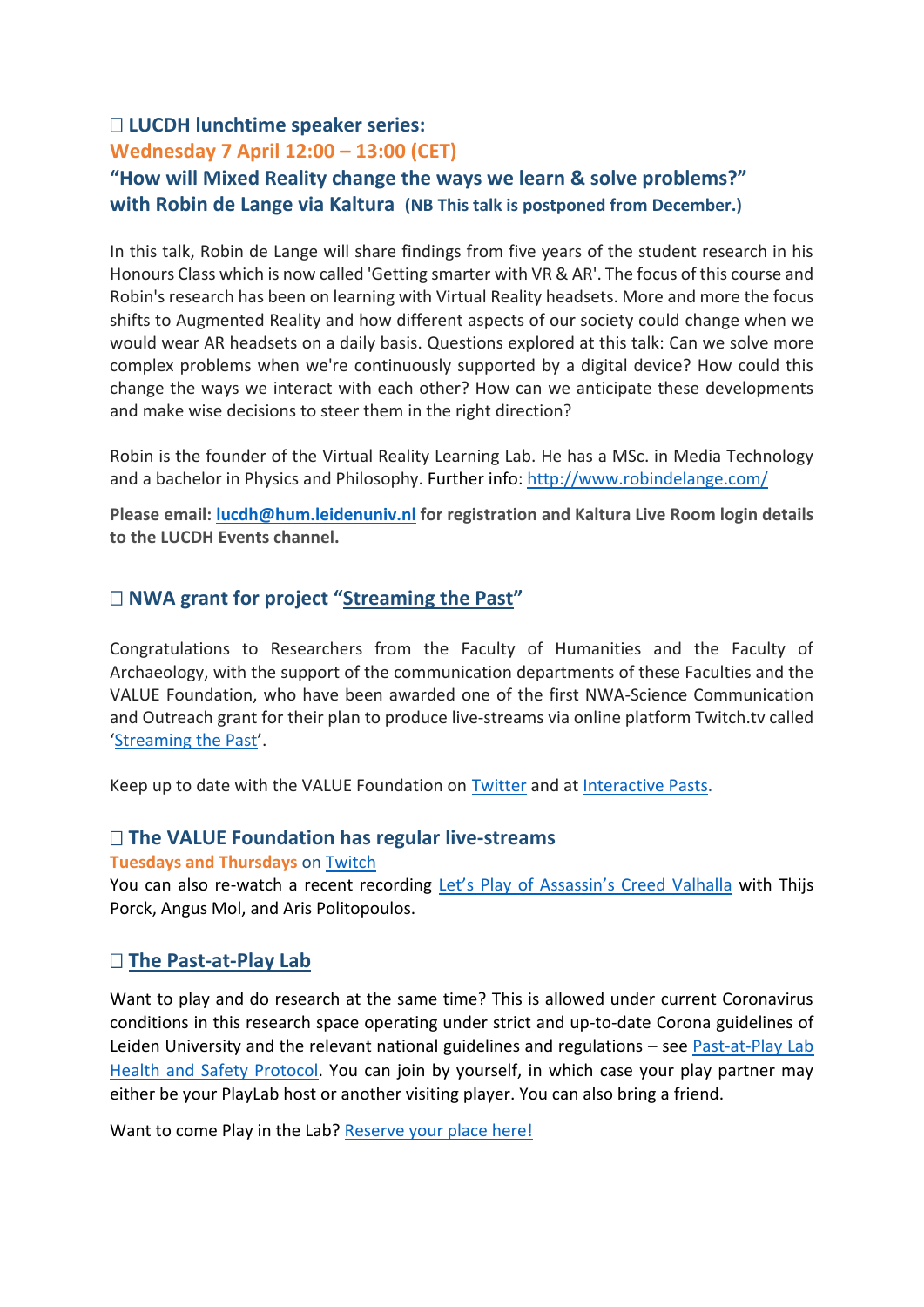### □ LUCDH lunchtime speaker series:
### Wednesday 7 April 12:00 – 13:00 (CET)
### "How will Mixed Reality change the ways we learn & solve problems?" with Robin de Lange via Kaltura (NB This talk is postponed from December.)

In this talk, Robin de Lange will share findings from five years of the student research in his Honours Class which is now called 'Getting smarter with VR & AR'. The focus of this course and Robin's research has been on learning with Virtual Reality headsets. More and more the focus shifts to Augmented Reality and how different aspects of our society could change when we would wear AR headsets on a daily basis. Questions explored at this talk: Can we solve more complex problems when we're continuously supported by a digital device? How could this change the ways we interact with each other? How can we anticipate these developments and make wise decisions to steer them in the right direction?

Robin is the founder of the Virtual Reality Learning Lab. He has a MSc. in Media Technology and a bachelor in Physics and Philosophy. Further info: http://www.robindelange.com/

**Please email: lucdh@hum.leidenuniv.nl for registration and Kaltura Live Room login details to the LUCDH Events channel.**

### □ NWA grant for project "Streaming the Past"

Congratulations to Researchers from the Faculty of Humanities and the Faculty of Archaeology, with the support of the communication departments of these Faculties and the VALUE Foundation, who have been awarded one of the first NWA-Science Communication and Outreach grant for their plan to produce live-streams via online platform Twitch.tv called 'Streaming the Past'.

Keep up to date with the VALUE Foundation on Twitter and at Interactive Pasts.

### □ The VALUE Foundation has regular live-streams

**Tuesdays and Thursdays** on Twitch

You can also re-watch a recent recording Let's Play of Assassin's Creed Valhalla with Thijs Porck, Angus Mol, and Aris Politopoulos.

### □ The Past-at-Play Lab

Want to play and do research at the same time? This is allowed under current Coronavirus conditions in this research space operating under strict and up-to-date Corona guidelines of Leiden University and the relevant national guidelines and regulations – see Past-at-Play Lab Health and Safety Protocol. You can join by yourself, in which case your play partner may either be your PlayLab host or another visiting player. You can also bring a friend.

Want to come Play in the Lab? Reserve your place here!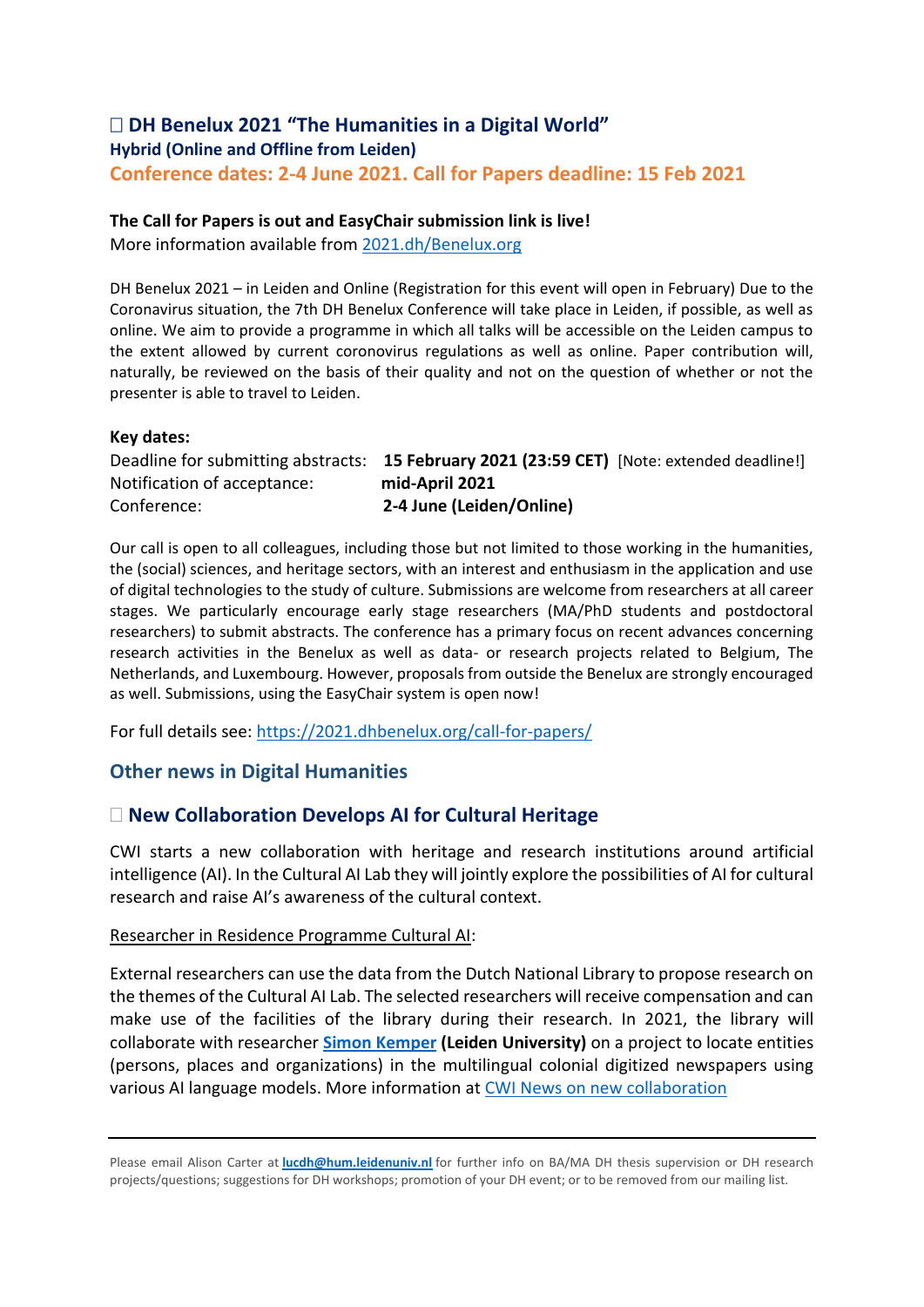## DH Benelux 2021 "The Humanities in a Digital World"

**Hybrid (Online and Offline from Leiden)**

**Conference dates: 2-4 June 2021. Call for Papers deadline: 15 Feb 2021**

**The Call for Papers is out and EasyChair submission link is live!**
More information available from 2021.dh/Benelux.org

DH Benelux 2021 – in Leiden and Online (Registration for this event will open in February) Due to the Coronavirus situation, the 7th DH Benelux Conference will take place in Leiden, if possible, as well as online. We aim to provide a programme in which all talks will be accessible on the Leiden campus to the extent allowed by current coronavirus regulations as well as online. Paper contribution will, naturally, be reviewed on the basis of their quality and not on the question of whether or not the presenter is able to travel to Leiden.

**Key dates:**

| | |
|---|---|
| Deadline for submitting abstracts: | **15 February 2021 (23:59 CET)** [Note: extended deadline!] |
| Notification of acceptance: | **mid-April 2021** |
| Conference: | **2-4 June (Leiden/Online)** |

Our call is open to all colleagues, including those but not limited to those working in the humanities, the (social) sciences, and heritage sectors, with an interest and enthusiasm in the application and use of digital technologies to the study of culture. Submissions are welcome from researchers at all career stages. We particularly encourage early stage researchers (MA/PhD students and postdoctoral researchers) to submit abstracts. The conference has a primary focus on recent advances concerning research activities in the Benelux as well as data- or research projects related to Belgium, The Netherlands, and Luxembourg. However, proposals from outside the Benelux are strongly encouraged as well. Submissions, using the EasyChair system is open now!

For full details see: https://2021.dhbenelux.org/call-for-papers/

## Other news in Digital Humanities

### New Collaboration Develops AI for Cultural Heritage

CWI starts a new collaboration with heritage and research institutions around artificial intelligence (AI). In the Cultural AI Lab they will jointly explore the possibilities of AI for cultural research and raise AI's awareness of the cultural context.

Researcher in Residence Programme Cultural AI:

External researchers can use the data from the Dutch National Library to propose research on the themes of the Cultural AI Lab. The selected researchers will receive compensation and can make use of the facilities of the library during their research. In 2021, the library will collaborate with researcher **Simon Kemper (Leiden University)** on a project to locate entities (persons, places and organizations) in the multilingual colonial digitized newspapers using various AI language models. More information at CWI News on new collaboration

---

Please email Alison Carter at **lucdh@hum.leidenuniv.nl** for further info on BA/MA DH thesis supervision or DH research projects/questions; suggestions for DH workshops; promotion of your DH event; or to be removed from our mailing list.